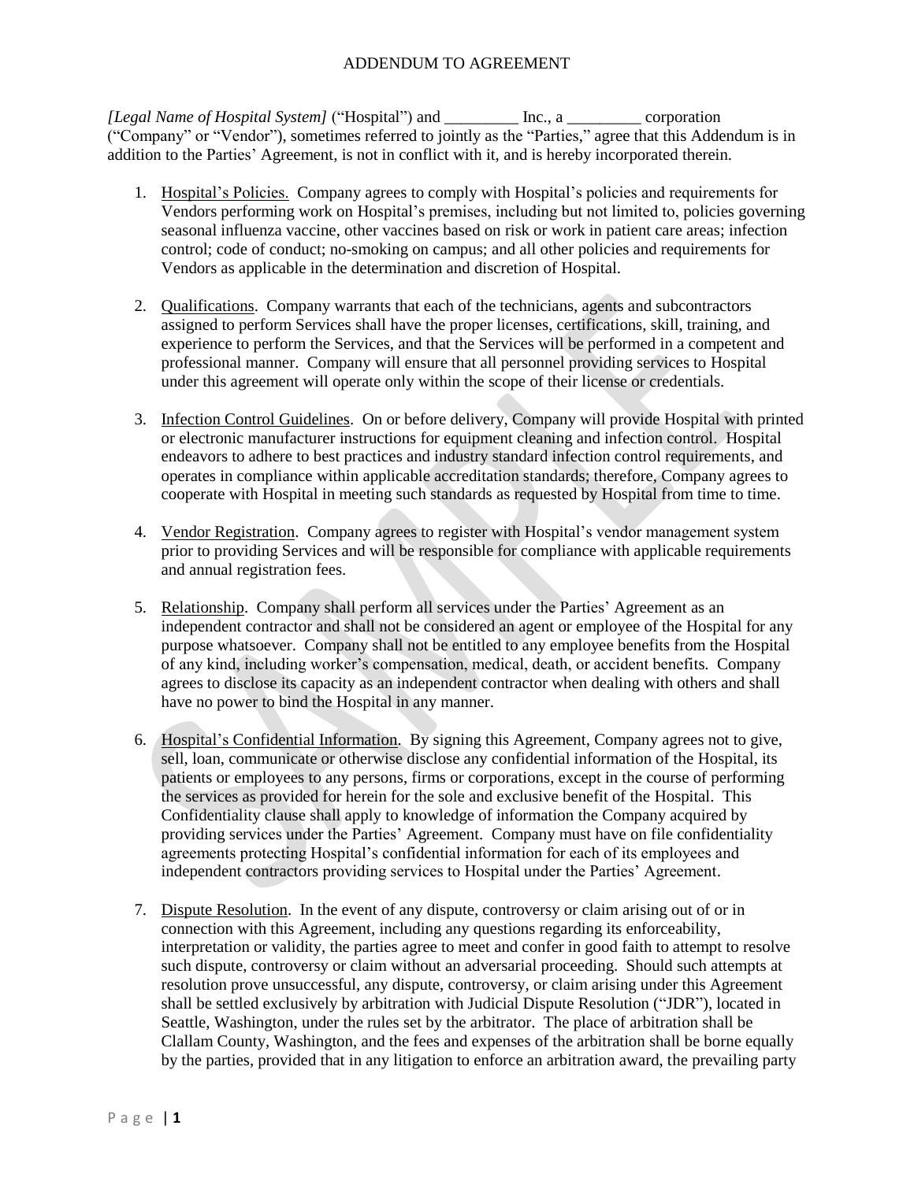ADDENDUM TO AGREEMENT

*[Legal Name of Hospital System]* ("Hospital") and _________ Inc., a _________ corporation ("Company" or "Vendor"), sometimes referred to jointly as the "Parties," agree that this Addendum is in addition to the Parties' Agreement, is not in conflict with it, and is hereby incorporated therein.

1. Hospital's Policies. Company agrees to comply with Hospital's policies and requirements for Vendors performing work on Hospital's premises, including but not limited to, policies governing seasonal influenza vaccine, other vaccines based on risk or work in patient care areas; infection control; code of conduct; no-smoking on campus; and all other policies and requirements for Vendors as applicable in the determination and discretion of Hospital.

2. Qualifications. Company warrants that each of the technicians, agents and subcontractors assigned to perform Services shall have the proper licenses, certifications, skill, training, and experience to perform the Services, and that the Services will be performed in a competent and professional manner. Company will ensure that all personnel providing services to Hospital under this agreement will operate only within the scope of their license or credentials.

3. Infection Control Guidelines. On or before delivery, Company will provide Hospital with printed or electronic manufacturer instructions for equipment cleaning and infection control. Hospital endeavors to adhere to best practices and industry standard infection control requirements, and operates in compliance within applicable accreditation standards; therefore, Company agrees to cooperate with Hospital in meeting such standards as requested by Hospital from time to time.

4. Vendor Registration. Company agrees to register with Hospital's vendor management system prior to providing Services and will be responsible for compliance with applicable requirements and annual registration fees.

5. Relationship. Company shall perform all services under the Parties' Agreement as an independent contractor and shall not be considered an agent or employee of the Hospital for any purpose whatsoever. Company shall not be entitled to any employee benefits from the Hospital of any kind, including worker's compensation, medical, death, or accident benefits. Company agrees to disclose its capacity as an independent contractor when dealing with others and shall have no power to bind the Hospital in any manner.

6. Hospital's Confidential Information. By signing this Agreement, Company agrees not to give, sell, loan, communicate or otherwise disclose any confidential information of the Hospital, its patients or employees to any persons, firms or corporations, except in the course of performing the services as provided for herein for the sole and exclusive benefit of the Hospital. This Confidentiality clause shall apply to knowledge of information the Company acquired by providing services under the Parties' Agreement. Company must have on file confidentiality agreements protecting Hospital's confidential information for each of its employees and independent contractors providing services to Hospital under the Parties' Agreement.

7. Dispute Resolution. In the event of any dispute, controversy or claim arising out of or in connection with this Agreement, including any questions regarding its enforceability, interpretation or validity, the parties agree to meet and confer in good faith to attempt to resolve such dispute, controversy or claim without an adversarial proceeding. Should such attempts at resolution prove unsuccessful, any dispute, controversy, or claim arising under this Agreement shall be settled exclusively by arbitration with Judicial Dispute Resolution ("JDR"), located in Seattle, Washington, under the rules set by the arbitrator. The place of arbitration shall be Clallam County, Washington, and the fees and expenses of the arbitration shall be borne equally by the parties, provided that in any litigation to enforce an arbitration award, the prevailing party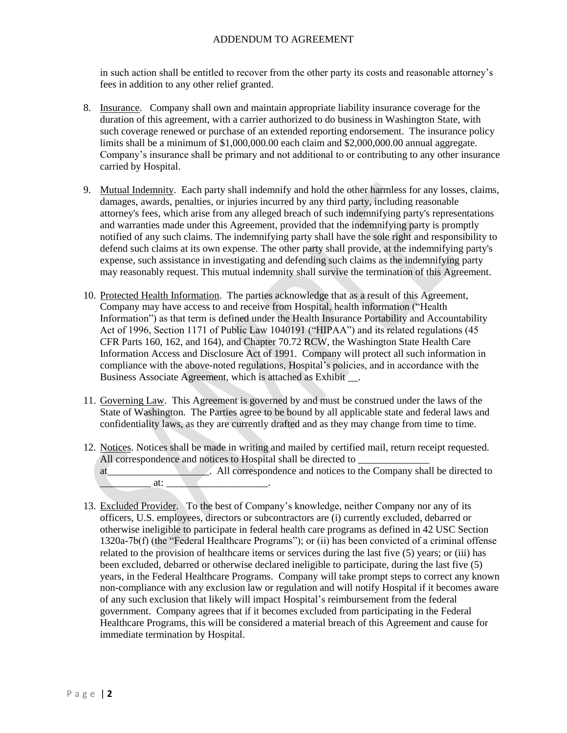in such action shall be entitled to recover from the other party its costs and reasonable attorney's fees in addition to any other relief granted.

8. Insurance. Company shall own and maintain appropriate liability insurance coverage for the duration of this agreement, with a carrier authorized to do business in Washington State, with such coverage renewed or purchase of an extended reporting endorsement. The insurance policy limits shall be a minimum of $1,000,000.00 each claim and $2,000,000.00 annual aggregate. Company's insurance shall be primary and not additional to or contributing to any other insurance carried by Hospital.

9. Mutual Indemnity. Each party shall indemnify and hold the other harmless for any losses, claims, damages, awards, penalties, or injuries incurred by any third party, including reasonable attorney's fees, which arise from any alleged breach of such indemnifying party's representations and warranties made under this Agreement, provided that the indemnifying party is promptly notified of any such claims. The indemnifying party shall have the sole right and responsibility to defend such claims at its own expense. The other party shall provide, at the indemnifying party's expense, such assistance in investigating and defending such claims as the indemnifying party may reasonably request. This mutual indemnity shall survive the termination of this Agreement.

10. Protected Health Information. The parties acknowledge that as a result of this Agreement, Company may have access to and receive from Hospital, health information ("Health Information") as that term is defined under the Health Insurance Portability and Accountability Act of 1996, Section 1171 of Public Law 1040191 ("HIPAA") and its related regulations (45 CFR Parts 160, 162, and 164), and Chapter 70.72 RCW, the Washington State Health Care Information Access and Disclosure Act of 1991. Company will protect all such information in compliance with the above-noted regulations, Hospital's policies, and in accordance with the Business Associate Agreement, which is attached as Exhibit __.

11. Governing Law. This Agreement is governed by and must be construed under the laws of the State of Washington. The Parties agree to be bound by all applicable state and federal laws and confidentiality laws, as they are currently drafted and as they may change from time to time.

12. Notices. Notices shall be made in writing and mailed by certified mail, return receipt requested. All correspondence and notices to Hospital shall be directed to ______________ at____________________. All correspondence and notices to the Company shall be directed to __________ at: ____________________.

13. Excluded Provider. To the best of Company's knowledge, neither Company nor any of its officers, U.S. employees, directors or subcontractors are (i) currently excluded, debarred or otherwise ineligible to participate in federal health care programs as defined in 42 USC Section 1320a-7b(f) (the "Federal Healthcare Programs"); or (ii) has been convicted of a criminal offense related to the provision of healthcare items or services during the last five (5) years; or (iii) has been excluded, debarred or otherwise declared ineligible to participate, during the last five (5) years, in the Federal Healthcare Programs. Company will take prompt steps to correct any known non-compliance with any exclusion law or regulation and will notify Hospital if it becomes aware of any such exclusion that likely will impact Hospital's reimbursement from the federal government. Company agrees that if it becomes excluded from participating in the Federal Healthcare Programs, this will be considered a material breach of this Agreement and cause for immediate termination by Hospital.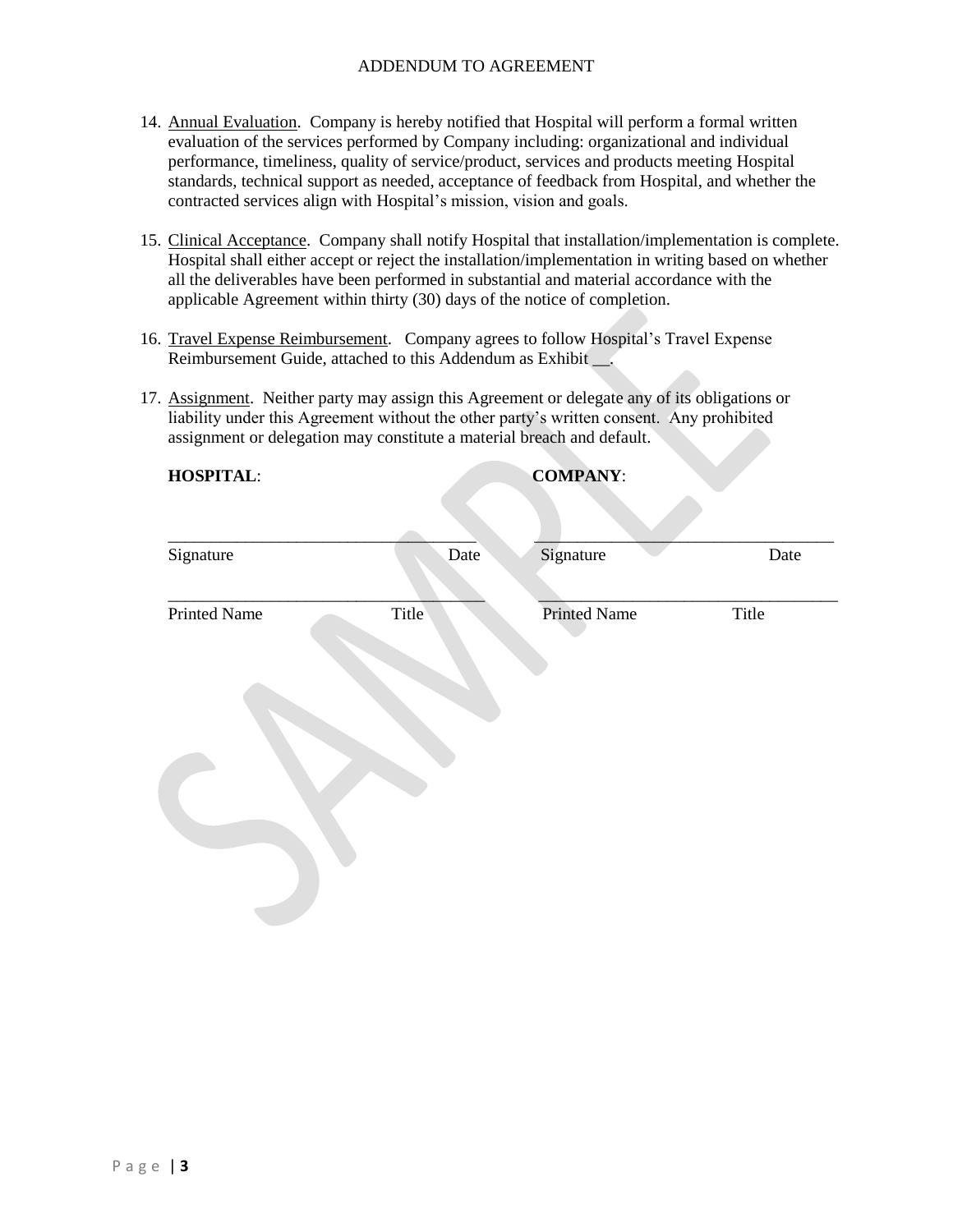ADDENDUM TO AGREEMENT

14. Annual Evaluation. Company is hereby notified that Hospital will perform a formal written evaluation of the services performed by Company including: organizational and individual performance, timeliness, quality of service/product, services and products meeting Hospital standards, technical support as needed, acceptance of feedback from Hospital, and whether the contracted services align with Hospital's mission, vision and goals.

15. Clinical Acceptance. Company shall notify Hospital that installation/implementation is complete. Hospital shall either accept or reject the installation/implementation in writing based on whether all the deliverables have been performed in substantial and material accordance with the applicable Agreement within thirty (30) days of the notice of completion.

16. Travel Expense Reimbursement. Company agrees to follow Hospital's Travel Expense Reimbursement Guide, attached to this Addendum as Exhibit __.

17. Assignment. Neither party may assign this Agreement or delegate any of its obligations or liability under this Agreement without the other party's written consent. Any prohibited assignment or delegation may constitute a material breach and default.

**HOSPITAL**:

\_\_\_\_\_\_\_\_\_\_\_\_\_\_\_\_\_\_\_\_\_\_\_\_\_\_\_\_\_\_\_\_\_\_\_\_
Signature Date

\_\_\_\_\_\_\_\_\_\_\_\_\_\_\_\_\_\_\_\_\_\_\_\_\_\_\_\_\_\_\_\_\_\_\_\_
Printed Name Title

**COMPANY**:

\_\_\_\_\_\_\_\_\_\_\_\_\_\_\_\_\_\_\_\_\_\_\_\_\_\_\_\_\_\_\_\_\_\_\_\_
Signature Date

\_\_\_\_\_\_\_\_\_\_\_\_\_\_\_\_\_\_\_\_\_\_\_\_\_\_\_\_\_\_\_\_\_\_\_\_
Printed Name Title

SAMPLE